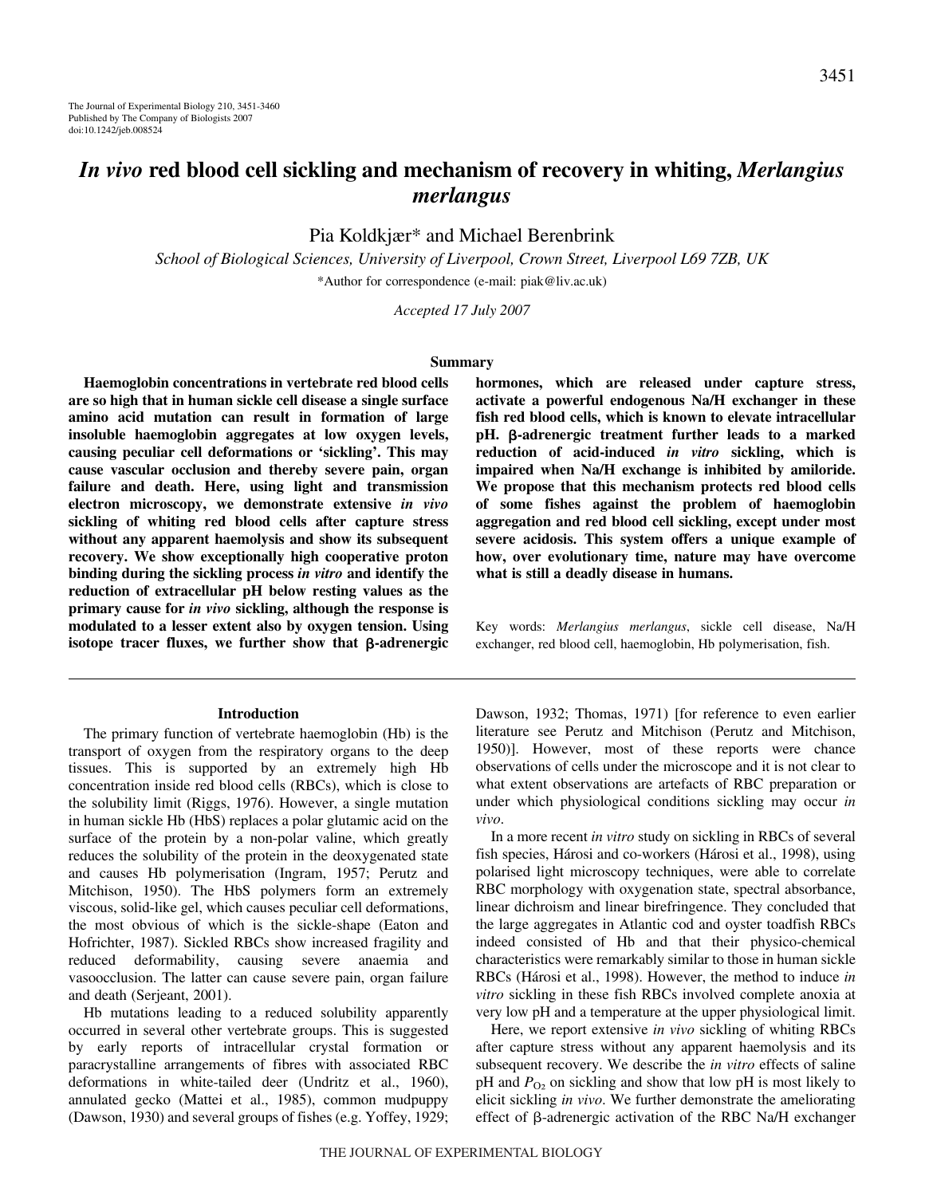# *In vivo* red blood cell sickling and mechanism of recovery in whiting, *Merlangius merlangus*

Pia Koldkjær* and Michael Berenbrink

*School of Biological Sciences, University of Liverpool, Crown Street, Liverpool L69 7ZB, UK*

*Author for correspondence (e-mail: piak@liv.ac.uk)

*Accepted 17 July 2007*

## Summary

**Haemoglobin concentrations in vertebrate red blood cells are so high that in human sickle cell disease a single surface amino acid mutation can result in formation of large insoluble haemoglobin aggregates at low oxygen levels, causing peculiar cell deformations or 'sickling'. This may cause vascular occlusion and thereby severe pain, organ failure and death. Here, using light and transmission electron microscopy, we demonstrate extensive *in vivo* sickling of whiting red blood cells after capture stress without any apparent haemolysis and show its subsequent recovery. We show exceptionally high cooperative proton binding during the sickling process *in vitro* and identify the reduction of extracellular pH below resting values as the primary cause for *in vivo* sickling, although the response is modulated to a lesser extent also by oxygen tension. Using isotope tracer fluxes, we further show that β-adrenergic hormones, which are released under capture stress, activate a powerful endogenous Na/H exchanger in these fish red blood cells, which is known to elevate intracellular pH. β-adrenergic treatment further leads to a marked reduction of acid-induced *in vitro* sickling, which is impaired when Na/H exchange is inhibited by amiloride. We propose that this mechanism protects red blood cells of some fishes against the problem of haemoglobin aggregation and red blood cell sickling, except under most severe acidosis. This system offers a unique example of how, over evolutionary time, nature may have overcome what is still a deadly disease in humans.**

Key words: *Merlangius merlangus*, sickle cell disease, Na/H exchanger, red blood cell, haemoglobin, Hb polymerisation, fish.

## Introduction

The primary function of vertebrate haemoglobin (Hb) is the transport of oxygen from the respiratory organs to the deep tissues. This is supported by an extremely high Hb concentration inside red blood cells (RBCs), which is close to the solubility limit (Riggs, 1976). However, a single mutation in human sickle Hb (HbS) replaces a polar glutamic acid on the surface of the protein by a non-polar valine, which greatly reduces the solubility of the protein in the deoxygenated state and causes Hb polymerisation (Ingram, 1957; Perutz and Mitchison, 1950). The HbS polymers form an extremely viscous, solid-like gel, which causes peculiar cell deformations, the most obvious of which is the sickle-shape (Eaton and Hofrichter, 1987). Sickled RBCs show increased fragility and reduced deformability, causing severe anaemia and vasoocclusion. The latter can cause severe pain, organ failure and death (Serjeant, 2001).

Hb mutations leading to a reduced solubility apparently occurred in several other vertebrate groups. This is suggested by early reports of intracellular crystal formation or paracrystalline arrangements of fibres with associated RBC deformations in white-tailed deer (Undritz et al., 1960), annulated gecko (Mattei et al., 1985), common mudpuppy (Dawson, 1930) and several groups of fishes (e.g. Yoffey, 1929; Dawson, 1932; Thomas, 1971) [for reference to even earlier literature see Perutz and Mitchison (Perutz and Mitchison, 1950)]. However, most of these reports were chance observations of cells under the microscope and it is not clear to what extent observations are artefacts of RBC preparation or under which physiological conditions sickling may occur *in vivo*.

In a more recent *in vitro* study on sickling in RBCs of several fish species, Hárosi and co-workers (Hárosi et al., 1998), using polarised light microscopy techniques, were able to correlate RBC morphology with oxygenation state, spectral absorbance, linear dichroism and linear birefringence. They concluded that the large aggregates in Atlantic cod and oyster toadfish RBCs indeed consisted of Hb and that their physico-chemical characteristics were remarkably similar to those in human sickle RBCs (Hárosi et al., 1998). However, the method to induce *in vitro* sickling in these fish RBCs involved complete anoxia at very low pH and a temperature at the upper physiological limit.

Here, we report extensive *in vivo* sickling of whiting RBCs after capture stress without any apparent haemolysis and its subsequent recovery. We describe the *in vitro* effects of saline pH and $P_{O_2}$ on sickling and show that low pH is most likely to elicit sickling *in vivo*. We further demonstrate the ameliorating effect of β-adrenergic activation of the RBC Na/H exchanger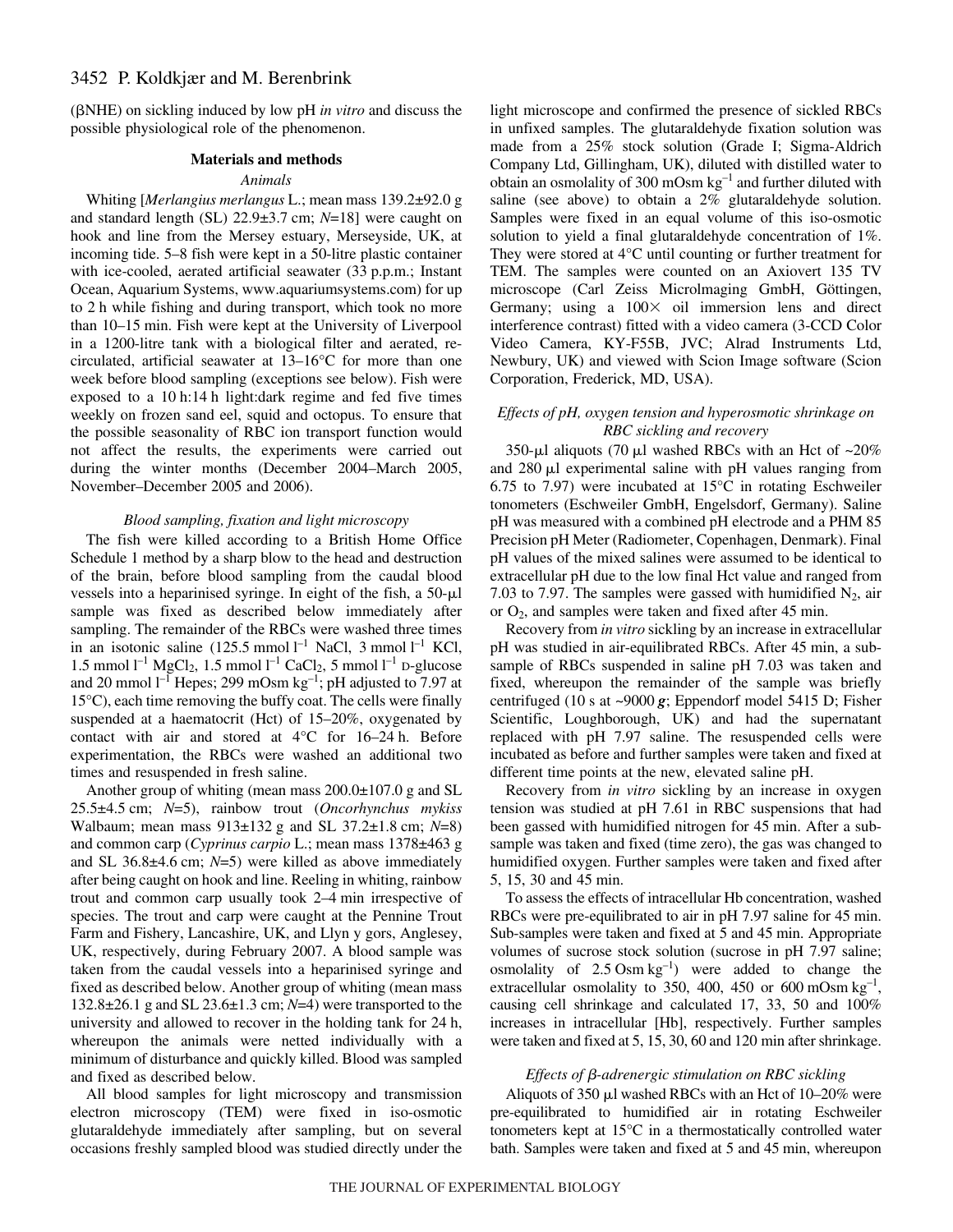(βNHE) on sickling induced by low pH *in vitro* and discuss the possible physiological role of the phenomenon.

## Materials and methods

### Animals

Whiting [*Merlangius merlangus* L.; mean mass 139.2±92.0 g and standard length (SL) 22.9±3.7 cm; $N$=18] were caught on hook and line from the Mersey estuary, Merseyside, UK, at incoming tide. 5–8 fish were kept in a 50-litre plastic container with ice-cooled, aerated artificial seawater (33 p.p.m.; Instant Ocean, Aquarium Systems, www.aquariumsystems.com) for up to 2 h while fishing and during transport, which took no more than 10–15 min. Fish were kept at the University of Liverpool in a 1200-litre tank with a biological filter and aerated, re-circulated, artificial seawater at 13–16°C for more than one week before blood sampling (exceptions see below). Fish were exposed to a 10 h:14 h light:dark regime and fed five times weekly on frozen sand eel, squid and octopus. To ensure that the possible seasonality of RBC ion transport function would not affect the results, the experiments were carried out during the winter months (December 2004–March 2005, November–December 2005 and 2006).

### Blood sampling, fixation and light microscopy

The fish were killed according to a British Home Office Schedule 1 method by a sharp blow to the head and destruction of the brain, before blood sampling from the caudal blood vessels into a heparinised syringe. In eight of the fish, a 50-μl sample was fixed as described below immediately after sampling. The remainder of the RBCs were washed three times in an isotonic saline (125.5 mmol $l^{-1}$ NaCl, 3 mmol $l^{-1}$ KCl, 1.5 mmol $l^{-1}$ $MgCl_2$, 1.5 mmol $l^{-1}$ $CaCl_2$, 5 mmol $l^{-1}$ D-glucose and 20 mmol $l^{-1}$ Hepes; 299 mOsm $kg^{-1}$; pH adjusted to 7.97 at 15°C), each time removing the buffy coat. The cells were finally suspended at a haematocrit (Hct) of 15–20%, oxygenated by contact with air and stored at 4°C for 16–24 h. Before experimentation, the RBCs were washed an additional two times and resuspended in fresh saline.

Another group of whiting (mean mass 200.0±107.0 g and SL 25.5±4.5 cm; $N$=5), rainbow trout (*Oncorhynchus mykiss* Walbaum; mean mass 913±132 g and SL 37.2±1.8 cm; $N$=8) and common carp (*Cyprinus carpio* L.; mean mass 1378±463 g and SL 36.8±4.6 cm; $N$=5) were killed as above immediately after being caught on hook and line. Reeling in whiting, rainbow trout and common carp usually took 2–4 min irrespective of species. The trout and carp were caught at the Pennine Trout Farm and Fishery, Lancashire, UK, and Llyn y gors, Anglesey, UK, respectively, during February 2007. A blood sample was taken from the caudal vessels into a heparinised syringe and fixed as described below. Another group of whiting (mean mass 132.8±26.1 g and SL 23.6±1.3 cm; $N$=4) were transported to the university and allowed to recover in the holding tank for 24 h, whereupon the animals were netted individually with a minimum of disturbance and quickly killed. Blood was sampled and fixed as described below.

All blood samples for light microscopy and transmission electron microscopy (TEM) were fixed in iso-osmotic glutaraldehyde immediately after sampling, but on several occasions freshly sampled blood was studied directly under the light microscope and confirmed the presence of sickled RBCs in unfixed samples. The glutaraldehyde fixation solution was made from a 25% stock solution (Grade I; Sigma-Aldrich Company Ltd, Gillingham, UK), diluted with distilled water to obtain an osmolality of 300 mOsm $kg^{-1}$ and further diluted with saline (see above) to obtain a 2% glutaraldehyde solution. Samples were fixed in an equal volume of this iso-osmotic solution to yield a final glutaraldehyde concentration of 1%. They were stored at 4°C until counting or further treatment for TEM. The samples were counted on an Axiovert 135 TV microscope (Carl Zeiss MicroImaging GmbH, Göttingen, Germany; using a 100× oil immersion lens and direct interference contrast) fitted with a video camera (3-CCD Color Video Camera, KY-F55B, JVC; Alrad Instruments Ltd, Newbury, UK) and viewed with Scion Image software (Scion Corporation, Frederick, MD, USA).

### Effects of pH, oxygen tension and hyperosmotic shrinkage on RBC sickling and recovery

350-μl aliquots (70 μl washed RBCs with an Hct of ~20% and 280 μl experimental saline with pH values ranging from 6.75 to 7.97) were incubated at 15°C in rotating Eschweiler tonometers (Eschweiler GmbH, Engelsdorf, Germany). Saline pH was measured with a combined pH electrode and a PHM 85 Precision pH Meter (Radiometer, Copenhagen, Denmark). Final pH values of the mixed salines were assumed to be identical to extracellular pH due to the low final Hct value and ranged from 7.03 to 7.97. The samples were gassed with humidified $N_2$, air or $O_2$, and samples were taken and fixed after 45 min.

Recovery from *in vitro* sickling by an increase in extracellular pH was studied in air-equilibrated RBCs. After 45 min, a sub-sample of RBCs suspended in saline pH 7.03 was taken and fixed, whereupon the remainder of the sample was briefly centrifuged (10 s at ~9000 ***g***; Eppendorf model 5415 D; Fisher Scientific, Loughborough, UK) and had the supernatant replaced with pH 7.97 saline. The resuspended cells were incubated as before and further samples were taken and fixed at different time points at the new, elevated saline pH.

Recovery from *in vitro* sickling by an increase in oxygen tension was studied at pH 7.61 in RBC suspensions that had been gassed with humidified nitrogen for 45 min. After a sub-sample was taken and fixed (time zero), the gas was changed to humidified oxygen. Further samples were taken and fixed after 5, 15, 30 and 45 min.

To assess the effects of intracellular Hb concentration, washed RBCs were pre-equilibrated to air in pH 7.97 saline for 45 min. Sub-samples were taken and fixed at 5 and 45 min. Appropriate volumes of sucrose stock solution (sucrose in pH 7.97 saline; osmolality of 2.5 Osm $kg^{-1}$) were added to change the extracellular osmolality to 350, 400, 450 or 600 mOsm $kg^{-1}$, causing cell shrinkage and calculated 17, 33, 50 and 100% increases in intracellular [Hb], respectively. Further samples were taken and fixed at 5, 15, 30, 60 and 120 min after shrinkage.

### Effects of β-adrenergic stimulation on RBC sickling

Aliquots of 350 μl washed RBCs with an Hct of 10–20% were pre-equilibrated to humidified air in rotating Eschweiler tonometers kept at 15°C in a thermostatically controlled water bath. Samples were taken and fixed at 5 and 45 min, whereupon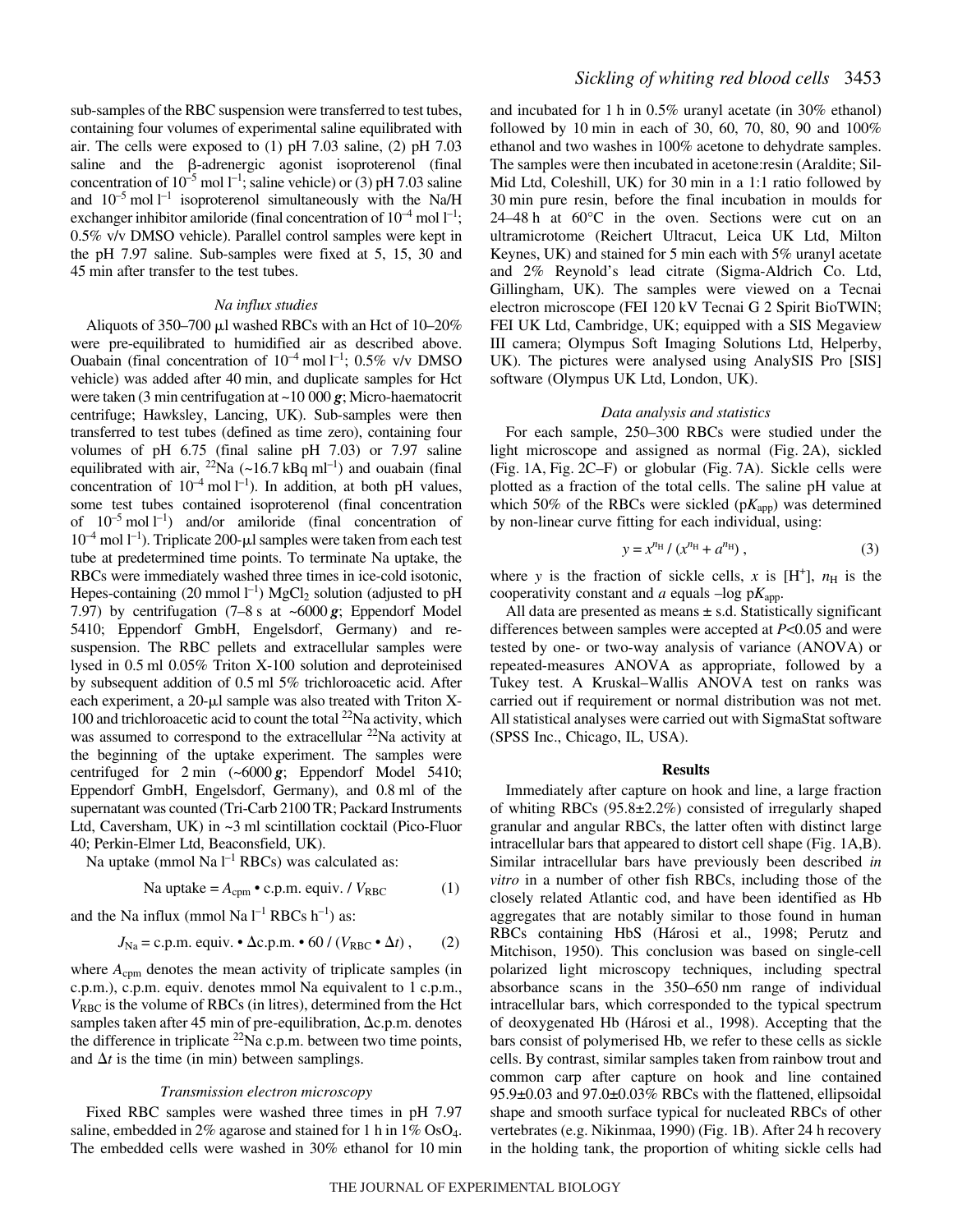sub-samples of the RBC suspension were transferred to test tubes, containing four volumes of experimental saline equilibrated with air. The cells were exposed to (1) pH 7.03 saline, (2) pH 7.03 saline and the β-adrenergic agonist isoproterenol (final concentration of $10^{-5}$ mol $l^{-1}$; saline vehicle) or (3) pH 7.03 saline and $10^{-5}$ mol $l^{-1}$ isoproterenol simultaneously with the Na/H exchanger inhibitor amiloride (final concentration of $10^{-4}$ mol $l^{-1}$; 0.5% v/v DMSO vehicle). Parallel control samples were kept in the pH 7.97 saline. Sub-samples were fixed at 5, 15, 30 and 45 min after transfer to the test tubes.

### *Na influx studies*

Aliquots of 350–700 µl washed RBCs with an Hct of 10–20% were pre-equilibrated to humidified air as described above. Ouabain (final concentration of $10^{-4}$ mol $l^{-1}$; 0.5% v/v DMSO vehicle) was added after 40 min, and duplicate samples for Hct were taken (3 min centrifugation at ~10 000 ***g***; Micro-haematocrit centrifuge; Hawksley, Lancing, UK). Sub-samples were then transferred to test tubes (defined as time zero), containing four volumes of pH 6.75 (final saline pH 7.03) or 7.97 saline equilibrated with air, $^{22}$Na (~16.7 kBq $ml^{-1}$) and ouabain (final concentration of $10^{-4}$ mol $l^{-1}$). In addition, at both pH values, some test tubes contained isoproterenol (final concentration of $10^{-5}$ mol $l^{-1}$) and/or amiloride (final concentration of $10^{-4}$ mol $l^{-1}$). Triplicate 200-µl samples were taken from each test tube at predetermined time points. To terminate Na uptake, the RBCs were immediately washed three times in ice-cold isotonic, Hepes-containing (20 mmol $l^{-1}$) $MgCl_2$ solution (adjusted to pH 7.97) by centrifugation (7–8 s at ~6000 ***g***; Eppendorf Model 5410; Eppendorf GmbH, Engelsdorf, Germany) and re-suspension. The RBC pellets and extracellular samples were lysed in 0.5 ml 0.05% Triton X-100 solution and deproteinised by subsequent addition of 0.5 ml 5% trichloroacetic acid. After each experiment, a 20-µl sample was also treated with Triton X-100 and trichloroacetic acid to count the total $^{22}$Na activity, which was assumed to correspond to the extracellular $^{22}$Na activity at the beginning of the uptake experiment. The samples were centrifuged for 2 min (~6000 ***g***; Eppendorf Model 5410; Eppendorf GmbH, Engelsdorf, Germany), and 0.8 ml of the supernatant was counted (Tri-Carb 2100 TR; Packard Instruments Ltd, Caversham, UK) in ~3 ml scintillation cocktail (Pico-Fluor 40; Perkin-Elmer Ltd, Beaconsfield, UK).

Na uptake (mmol Na $l^{-1}$ RBCs) was calculated as:

$$\text{Na uptake} = A_{\text{cpm}} \bullet \text{c.p.m. equiv.} \,/\, V_{\text{RBC}} \qquad (1)$$

and the Na influx (mmol Na $l^{-1}$ RBCs $h^{-1}$) as:

$$J_{\text{Na}} = \text{c.p.m. equiv.} \bullet \Delta\text{c.p.m.} \bullet 60 \,/\, (V_{\text{RBC}} \bullet \Delta t)\,, \qquad (2)$$

where $A_{\text{cpm}}$ denotes the mean activity of triplicate samples (in c.p.m.), c.p.m. equiv. denotes mmol Na equivalent to 1 c.p.m., $V_{\text{RBC}}$ is the volume of RBCs (in litres), determined from the Hct samples taken after 45 min of pre-equilibration, Δc.p.m. denotes the difference in triplicate $^{22}$Na c.p.m. between two time points, and $\Delta t$ is the time (in min) between samplings.

### *Transmission electron microscopy*

Fixed RBC samples were washed three times in pH 7.97 saline, embedded in 2% agarose and stained for 1 h in 1% $OsO_4$. The embedded cells were washed in 30% ethanol for 10 min and incubated for 1 h in 0.5% uranyl acetate (in 30% ethanol) followed by 10 min in each of 30, 60, 70, 80, 90 and 100% ethanol and two washes in 100% acetone to dehydrate samples. The samples were then incubated in acetone:resin (Araldite; Sil-Mid Ltd, Coleshill, UK) for 30 min in a 1:1 ratio followed by 30 min pure resin, before the final incubation in moulds for 24–48 h at 60°C in the oven. Sections were cut on an ultramicrotome (Reichert Ultracut, Leica UK Ltd, Milton Keynes, UK) and stained for 5 min each with 5% uranyl acetate and 2% Reynold's lead citrate (Sigma-Aldrich Co. Ltd, Gillingham, UK). The samples were viewed on a Tecnai electron microscope (FEI 120 kV Tecnai G 2 Spirit BioTWIN; FEI UK Ltd, Cambridge, UK; equipped with a SIS Megaview III camera; Olympus Soft Imaging Solutions Ltd, Helperby, UK). The pictures were analysed using AnalySIS Pro [SIS] software (Olympus UK Ltd, London, UK).

### *Data analysis and statistics*

For each sample, 250–300 RBCs were studied under the light microscope and assigned as normal (Fig. 2A), sickled (Fig. 1A, Fig. 2C–F) or globular (Fig. 7A). Sickle cells were plotted as a fraction of the total cells. The saline pH value at which 50% of the RBCs were sickled (p$K_{\text{app}}$) was determined by non-linear curve fitting for each individual, using:

$$y = x^{n_{\text{H}}} \,/\, (x^{n_{\text{H}}} + a^{n_{\text{H}}})\,, \qquad (3)$$

where $y$ is the fraction of sickle cells, $x$ is [$H^+$], $n_{\text{H}}$ is the cooperativity constant and $a$ equals –log p$K_{\text{app}}$.

All data are presented as means ± s.d. Statistically significant differences between samples were accepted at $P<0.05$ and were tested by one- or two-way analysis of variance (ANOVA) or repeated-measures ANOVA as appropriate, followed by a Tukey test. A Kruskal–Wallis ANOVA test on ranks was carried out if requirement or normal distribution was not met. All statistical analyses were carried out with SigmaStat software (SPSS Inc., Chicago, IL, USA).

## Results

Immediately after capture on hook and line, a large fraction of whiting RBCs (95.8±2.2%) consisted of irregularly shaped granular and angular RBCs, the latter often with distinct large intracellular bars that appeared to distort cell shape (Fig. 1A,B). Similar intracellular bars have previously been described *in vitro* in a number of other fish RBCs, including those of the closely related Atlantic cod, and have been identified as Hb aggregates that are notably similar to those found in human RBCs containing HbS (Hárosi et al., 1998; Perutz and Mitchison, 1950). This conclusion was based on single-cell polarized light microscopy techniques, including spectral absorbance scans in the 350–650 nm range of individual intracellular bars, which corresponded to the typical spectrum of deoxygenated Hb (Hárosi et al., 1998). Accepting that the bars consist of polymerised Hb, we refer to these cells as sickle cells. By contrast, similar samples taken from rainbow trout and common carp after capture on hook and line contained 95.9±0.03 and 97.0±0.03% RBCs with the flattened, ellipsoidal shape and smooth surface typical for nucleated RBCs of other vertebrates (e.g. Nikinmaa, 1990) (Fig. 1B). After 24 h recovery in the holding tank, the proportion of whiting sickle cells had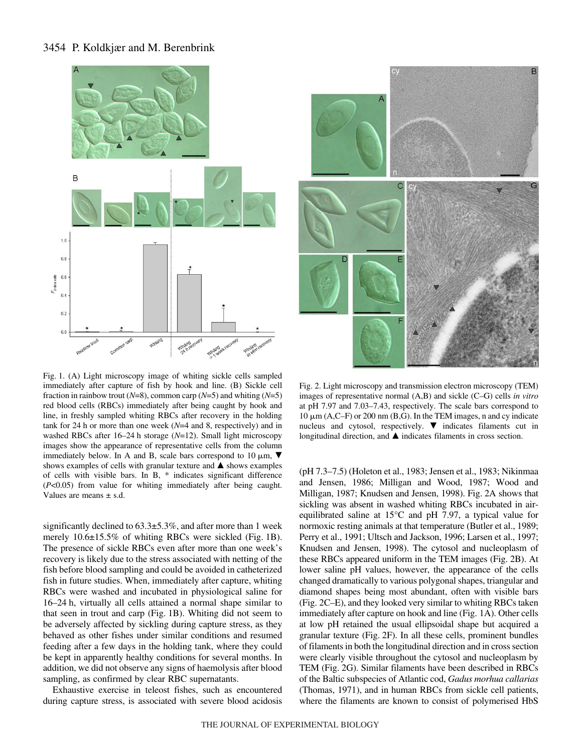Fig. 1. (A) Light microscopy image of whiting sickle cells sampled immediately after capture of fish by hook and line. (B) Sickle cell fraction in rainbow trout ($N$=8), common carp ($N$=5) and whiting ($N$=5) red blood cells (RBCs) immediately after being caught by hook and line, in freshly sampled whiting RBCs after recovery in the holding tank for 24 h or more than one week ($N$=4 and 8, respectively) and in washed RBCs after 16–24 h storage ($N$=12). Small light microscopy images show the appearance of representative cells from the column immediately below. In A and B, scale bars correspond to 10 μm, ▼ shows examples of cells with granular texture and ▲ shows examples of cells with visible bars. In B, * indicates significant difference ($P$<0.05) from value for whiting immediately after being caught. Values are means ± s.d.

Fig. 2. Light microscopy and transmission electron microscopy (TEM) images of representative normal (A,B) and sickle (C–G) cells *in vitro* at pH 7.97 and 7.03–7.43, respectively. The scale bars correspond to 10 μm (A,C–F) or 200 nm (B,G). In the TEM images, n and cy indicate nucleus and cytosol, respectively. ▼ indicates filaments cut in longitudinal direction, and ▲ indicates filaments in cross section.

significantly declined to 63.3±5.3%, and after more than 1 week merely 10.6±15.5% of whiting RBCs were sickled (Fig. 1B). The presence of sickle RBCs even after more than one week's recovery is likely due to the stress associated with netting of the fish before blood sampling and could be avoided in catheterized fish in future studies. When, immediately after capture, whiting RBCs were washed and incubated in physiological saline for 16–24 h, virtually all cells attained a normal shape similar to that seen in trout and carp (Fig. 1B). Whiting did not seem to be adversely affected by sickling during capture stress, as they behaved as other fishes under similar conditions and resumed feeding after a few days in the holding tank, where they could be kept in apparently healthy conditions for several months. In addition, we did not observe any signs of haemolysis after blood sampling, as confirmed by clear RBC supernatants.

Exhaustive exercise in teleost fishes, such as encountered during capture stress, is associated with severe blood acidosis (pH 7.3–7.5) (Holeton et al., 1983; Jensen et al., 1983; Nikinmaa and Jensen, 1986; Milligan and Wood, 1987; Wood and Milligan, 1987; Knudsen and Jensen, 1998). Fig. 2A shows that sickling was absent in washed whiting RBCs incubated in air-equilibrated saline at 15°C and pH 7.97, a typical value for normoxic resting animals at that temperature (Butler et al., 1989; Perry et al., 1991; Ultsch and Jackson, 1996; Larsen et al., 1997; Knudsen and Jensen, 1998). The cytosol and nucleoplasm of these RBCs appeared uniform in the TEM images (Fig. 2B). At lower saline pH values, however, the appearance of the cells changed dramatically to various polygonal shapes, triangular and diamond shapes being most abundant, often with visible bars (Fig. 2C–E), and they looked very similar to whiting RBCs taken immediately after capture on hook and line (Fig. 1A). Other cells at low pH retained the usual ellipsoidal shape but acquired a granular texture (Fig. 2F). In all these cells, prominent bundles of filaments in both the longitudinal direction and in cross section were clearly visible throughout the cytosol and nucleoplasm by TEM (Fig. 2G). Similar filaments have been described in RBCs of the Baltic subspecies of Atlantic cod, *Gadus morhua callarias* (Thomas, 1971), and in human RBCs from sickle cell patients, where the filaments are known to consist of polymerised HbS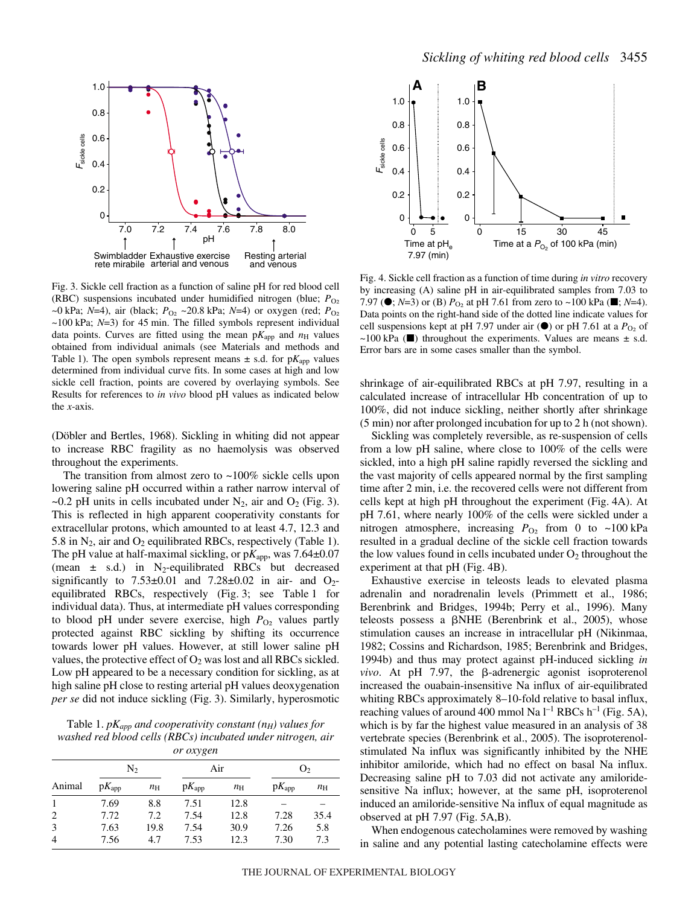Fig. 3. Sickle cell fraction as a function of saline pH for red blood cell (RBC) suspensions incubated under humidified nitrogen (blue; $P_{O_2}$ ~0 kPa; $N$=4), air (black; $P_{O_2}$ ~20.8 kPa; $N$=4) or oxygen (red; $P_{O_2}$ ~100 kPa; $N$=3) for 45 min. The filled symbols represent individual data points. Curves are fitted using the mean $pK_{app}$ and $n_H$ values obtained from individual animals (see Materials and methods and Table 1). The open symbols represent means ± s.d. for $pK_{app}$ values determined from individual curve fits. In some cases at high and low sickle cell fraction, points are covered by overlaying symbols. See Results for references to *in vivo* blood pH values as indicated below the *x*-axis.

Fig. 4. Sickle cell fraction as a function of time during *in vitro* recovery by increasing (A) saline pH in air-equilibrated samples from 7.03 to 7.97 (●; $N$=3) or (B) $P_{O_2}$ at pH 7.61 from zero to ~100 kPa (■; $N$=4). Data points on the right-hand side of the dotted line indicate values for cell suspensions kept at pH 7.97 under air (●) or pH 7.61 at a $P_{O_2}$ of ~100 kPa (■) throughout the experiments. Values are means ± s.d. Error bars are in some cases smaller than the symbol.

(Döbler and Bertles, 1968). Sickling in whiting did not appear to increase RBC fragility as no haemolysis was observed throughout the experiments.

The transition from almost zero to ~100% sickle cells upon lowering saline pH occurred within a rather narrow interval of ~0.2 pH units in cells incubated under $N_2$, air and $O_2$ (Fig. 3). This is reflected in high apparent cooperativity constants for extracellular protons, which amounted to at least 4.7, 12.3 and 5.8 in $N_2$, air and $O_2$ equilibrated RBCs, respectively (Table 1). The pH value at half-maximal sickling, or $pK_{app}$, was 7.64±0.07 (mean ± s.d.) in $N_2$-equilibrated RBCs but decreased significantly to 7.53±0.01 and 7.28±0.02 in air- and $O_2$-equilibrated RBCs, respectively (Fig. 3; see Table 1 for individual data). Thus, at intermediate pH values corresponding to blood pH under severe exercise, high $P_{O_2}$ values partly protected against RBC sickling by shifting its occurrence towards lower pH values. However, at still lower saline pH values, the protective effect of $O_2$ was lost and all RBCs sickled. Low pH appeared to be a necessary condition for sickling, as at high saline pH close to resting arterial pH values deoxygenation *per se* did not induce sickling (Fig. 3). Similarly, hyperosmotic

Table 1. *$pK_{app}$ and cooperativity constant ($n_H$) values for washed red blood cells (RBCs) incubated under nitrogen, air or oxygen*

| Animal | $N_2$ | | Air | | $O_2$ | |
|---|---|---|---|---|---|---|
| | $pK_{app}$ | $n_H$ | $pK_{app}$ | $n_H$ | $pK_{app}$ | $n_H$ |
| 1 | 7.69 | 8.8 | 7.51 | 12.8 | – | – |
| 2 | 7.72 | 7.2 | 7.54 | 12.8 | 7.28 | 35.4 |
| 3 | 7.63 | 19.8 | 7.54 | 30.9 | 7.26 | 5.8 |
| 4 | 7.56 | 4.7 | 7.53 | 12.3 | 7.30 | 7.3 |

shrinkage of air-equilibrated RBCs at pH 7.97, resulting in a calculated increase of intracellular Hb concentration of up to 100%, did not induce sickling, neither shortly after shrinkage (5 min) nor after prolonged incubation for up to 2 h (not shown).

Sickling was completely reversible, as re-suspension of cells from a low pH saline, where close to 100% of the cells were sickled, into a high pH saline rapidly reversed the sickling and the vast majority of cells appeared normal by the first sampling time after 2 min, i.e. the recovered cells were not different from cells kept at high pH throughout the experiment (Fig. 4A). At pH 7.61, where nearly 100% of the cells were sickled under a nitrogen atmosphere, increasing $P_{O_2}$ from 0 to ~100 kPa resulted in a gradual decline of the sickle cell fraction towards the low values found in cells incubated under $O_2$ throughout the experiment at that pH (Fig. 4B).

Exhaustive exercise in teleosts leads to elevated plasma adrenalin and noradrenalin levels (Primmett et al., 1986; Berenbrink and Bridges, 1994b; Perry et al., 1996). Many teleosts possess a βNHE (Berenbrink et al., 2005), whose stimulation causes an increase in intracellular pH (Nikinmaa, 1982; Cossins and Richardson, 1985; Berenbrink and Bridges, 1994b) and thus may protect against pH-induced sickling *in vivo*. At pH 7.97, the β-adrenergic agonist isoproterenol increased the ouabain-insensitive Na influx of air-equilibrated whiting RBCs approximately 8–10-fold relative to basal influx, reaching values of around 400 mmol Na $l^{-1}$ RBCs $h^{-1}$ (Fig. 5A), which is by far the highest value measured in an analysis of 38 vertebrate species (Berenbrink et al., 2005). The isoproterenol-stimulated Na influx was significantly inhibited by the NHE inhibitor amiloride, which had no effect on basal Na influx. Decreasing saline pH to 7.03 did not activate any amiloride-sensitive Na influx; however, at the same pH, isoproterenol induced an amiloride-sensitive Na influx of equal magnitude as observed at pH 7.97 (Fig. 5A,B).

When endogenous catecholamines were removed by washing in saline and any potential lasting catecholamine effects were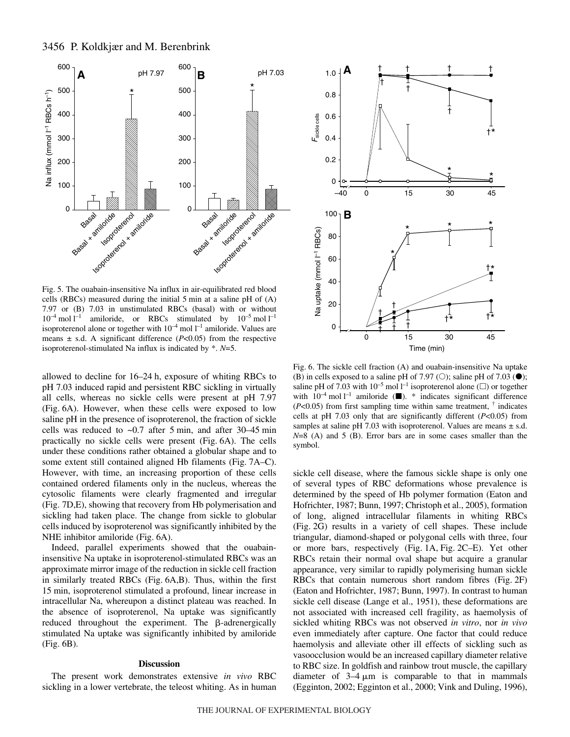Fig. 5. The ouabain-insensitive Na influx in air-equilibrated red blood cells (RBCs) measured during the initial 5 min at a saline pH of (A) 7.97 or (B) 7.03 in unstimulated RBCs (basal) with or without $10^{-4}$ mol $l^{-1}$ amiloride, or RBCs stimulated by $10^{-5}$ mol $l^{-1}$ isoproterenol alone or together with $10^{-4}$ mol $l^{-1}$ amiloride. Values are means ± s.d. A significant difference ($P$<0.05) from the respective isoproterenol-stimulated Na influx is indicated by *. $N$=5.

Fig. 6. The sickle cell fraction (A) and ouabain-insensitive Na uptake (B) in cells exposed to a saline pH of 7.97 (○); saline pH of 7.03 (●); saline pH of 7.03 with $10^{-5}$ mol $l^{-1}$ isoproterenol alone (□) or together with $10^{-4}$ mol $l^{-1}$ amiloride (■). * indicates significant difference ($P$<0.05) from first sampling time within same treatment, † indicates cells at pH 7.03 only that are significantly different ($P$<0.05) from samples at saline pH 7.03 with isoproterenol. Values are means ± s.d. $N$=8 (A) and 5 (B). Error bars are in some cases smaller than the symbol.

allowed to decline for 16–24 h, exposure of whiting RBCs to pH 7.03 induced rapid and persistent RBC sickling in virtually all cells, whereas no sickle cells were present at pH 7.97 (Fig. 6A). However, when these cells were exposed to low saline pH in the presence of isoproterenol, the fraction of sickle cells was reduced to ~0.7 after 5 min, and after 30–45 min practically no sickle cells were present (Fig. 6A). The cells under these conditions rather obtained a globular shape and to some extent still contained aligned Hb filaments (Fig. 7A–C). However, with time, an increasing proportion of these cells contained ordered filaments only in the nucleus, whereas the cytosolic filaments were clearly fragmented and irregular (Fig. 7D,E), showing that recovery from Hb polymerisation and sickling had taken place. The change from sickle to globular cells induced by isoproterenol was significantly inhibited by the NHE inhibitor amiloride (Fig. 6A).

Indeed, parallel experiments showed that the ouabain-insensitive Na uptake in isoproterenol-stimulated RBCs was an approximate mirror image of the reduction in sickle cell fraction in similarly treated RBCs (Fig. 6A,B). Thus, within the first 15 min, isoproterenol stimulated a profound, linear increase in intracellular Na, whereupon a distinct plateau was reached. In the absence of isoproterenol, Na uptake was significantly reduced throughout the experiment. The β-adrenergically stimulated Na uptake was significantly inhibited by amiloride (Fig. 6B).

## Discussion

The present work demonstrates extensive *in vivo* RBC sickling in a lower vertebrate, the teleost whiting. As in human sickle cell disease, where the famous sickle shape is only one of several types of RBC deformations whose prevalence is determined by the speed of Hb polymer formation (Eaton and Hofrichter, 1987; Bunn, 1997; Christoph et al., 2005), formation of long, aligned intracellular filaments in whiting RBCs (Fig. 2G) results in a variety of cell shapes. These include triangular, diamond-shaped or polygonal cells with three, four or more bars, respectively (Fig. 1A, Fig. 2C–E). Yet other RBCs retain their normal oval shape but acquire a granular appearance, very similar to rapidly polymerising human sickle RBCs that contain numerous short random fibres (Fig. 2F) (Eaton and Hofrichter, 1987; Bunn, 1997). In contrast to human sickle cell disease (Lange et al., 1951), these deformations are not associated with increased cell fragility, as haemolysis of sickled whiting RBCs was not observed *in vitro*, nor *in vivo* even immediately after capture. One factor that could reduce haemolysis and alleviate other ill effects of sickling such as vasoocclusion would be an increased capillary diameter relative to RBC size. In goldfish and rainbow trout muscle, the capillary diameter of 3–4 μm is comparable to that in mammals (Egginton, 2002; Egginton et al., 2000; Vink and Duling, 1996),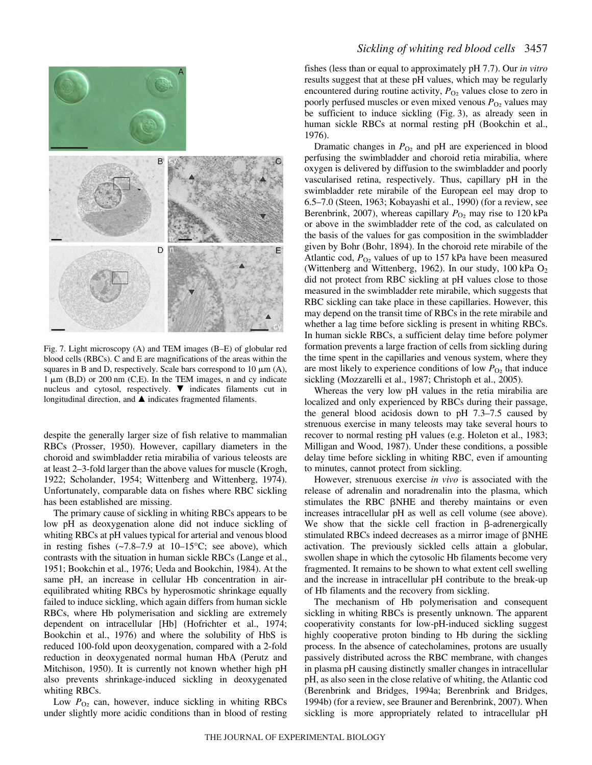Fig. 7. Light microscopy (A) and TEM images (B–E) of globular red blood cells (RBCs). C and E are magnifications of the areas within the squares in B and D, respectively. Scale bars correspond to 10 μm (A), 1 μm (B,D) or 200 nm (C,E). In the TEM images, n and cy indicate nucleus and cytosol, respectively. ▼ indicates filaments cut in longitudinal direction, and ▲ indicates fragmented filaments.

despite the generally larger size of fish relative to mammalian RBCs (Prosser, 1950). However, capillary diameters in the choroid and swimbladder retia mirabilia of various teleosts are at least 2–3-fold larger than the above values for muscle (Krogh, 1922; Scholander, 1954; Wittenberg and Wittenberg, 1974). Unfortunately, comparable data on fishes where RBC sickling has been established are missing.

The primary cause of sickling in whiting RBCs appears to be low pH as deoxygenation alone did not induce sickling of whiting RBCs at pH values typical for arterial and venous blood in resting fishes (~7.8–7.9 at 10–15°C; see above), which contrasts with the situation in human sickle RBCs (Lange et al., 1951; Bookchin et al., 1976; Ueda and Bookchin, 1984). At the same pH, an increase in cellular Hb concentration in air-equilibrated whiting RBCs by hyperosmotic shrinkage equally failed to induce sickling, which again differs from human sickle RBCs, where Hb polymerisation and sickling are extremely dependent on intracellular [Hb] (Hofrichter et al., 1974; Bookchin et al., 1976) and where the solubility of HbS is reduced 100-fold upon deoxygenation, compared with a 2-fold reduction in deoxygenated normal human HbA (Perutz and Mitchison, 1950). It is currently not known whether high pH also prevents shrinkage-induced sickling in deoxygenated whiting RBCs.

Low $P_{O_2}$ can, however, induce sickling in whiting RBCs under slightly more acidic conditions than in blood of resting fishes (less than or equal to approximately pH 7.7). Our *in vitro* results suggest that at these pH values, which may be regularly encountered during routine activity, $P_{O_2}$ values close to zero in poorly perfused muscles or even mixed venous $P_{O_2}$ values may be sufficient to induce sickling (Fig. 3), as already seen in human sickle RBCs at normal resting pH (Bookchin et al., 1976).

Dramatic changes in $P_{O_2}$ and pH are experienced in blood perfusing the swimbladder and choroid retia mirabilia, where oxygen is delivered by diffusion to the swimbladder and poorly vascularised retina, respectively. Thus, capillary pH in the swimbladder rete mirabile of the European eel may drop to 6.5–7.0 (Steen, 1963; Kobayashi et al., 1990) (for a review, see Berenbrink, 2007), whereas capillary $P_{O_2}$ may rise to 120 kPa or above in the swimbladder rete of the cod, as calculated on the basis of the values for gas composition in the swimbladder given by Bohr (Bohr, 1894). In the choroid rete mirabile of the Atlantic cod, $P_{O_2}$ values of up to 157 kPa have been measured (Wittenberg and Wittenberg, 1962). In our study, 100 kPa $O_2$ did not protect from RBC sickling at pH values close to those measured in the swimbladder rete mirabile, which suggests that RBC sickling can take place in these capillaries. However, this may depend on the transit time of RBCs in the rete mirabile and whether a lag time before sickling is present in whiting RBCs. In human sickle RBCs, a sufficient delay time before polymer formation prevents a large fraction of cells from sickling during the time spent in the capillaries and venous system, where they are most likely to experience conditions of low $P_{O_2}$ that induce sickling (Mozzarelli et al., 1987; Christoph et al., 2005).

Whereas the very low pH values in the retia mirabilia are localized and only experienced by RBCs during their passage, the general blood acidosis down to pH 7.3–7.5 caused by strenuous exercise in many teleosts may take several hours to recover to normal resting pH values (e.g. Holeton et al., 1983; Milligan and Wood, 1987). Under these conditions, a possible delay time before sickling in whiting RBC, even if amounting to minutes, cannot protect from sickling.

However, strenuous exercise *in vivo* is associated with the release of adrenalin and noradrenalin into the plasma, which stimulates the RBC βNHE and thereby maintains or even increases intracellular pH as well as cell volume (see above). We show that the sickle cell fraction in β-adrenergically stimulated RBCs indeed decreases as a mirror image of βNHE activation. The previously sickled cells attain a globular, swollen shape in which the cytosolic Hb filaments become very fragmented. It remains to be shown to what extent cell swelling and the increase in intracellular pH contribute to the break-up of Hb filaments and the recovery from sickling.

The mechanism of Hb polymerisation and consequent sickling in whiting RBCs is presently unknown. The apparent cooperativity constants for low-pH-induced sickling suggest highly cooperative proton binding to Hb during the sickling process. In the absence of catecholamines, protons are usually passively distributed across the RBC membrane, with changes in plasma pH causing distinctly smaller changes in intracellular pH, as also seen in the close relative of whiting, the Atlantic cod (Berenbrink and Bridges, 1994a; Berenbrink and Bridges, 1994b) (for a review, see Brauner and Berenbrink, 2007). When sickling is more appropriately related to intracellular pH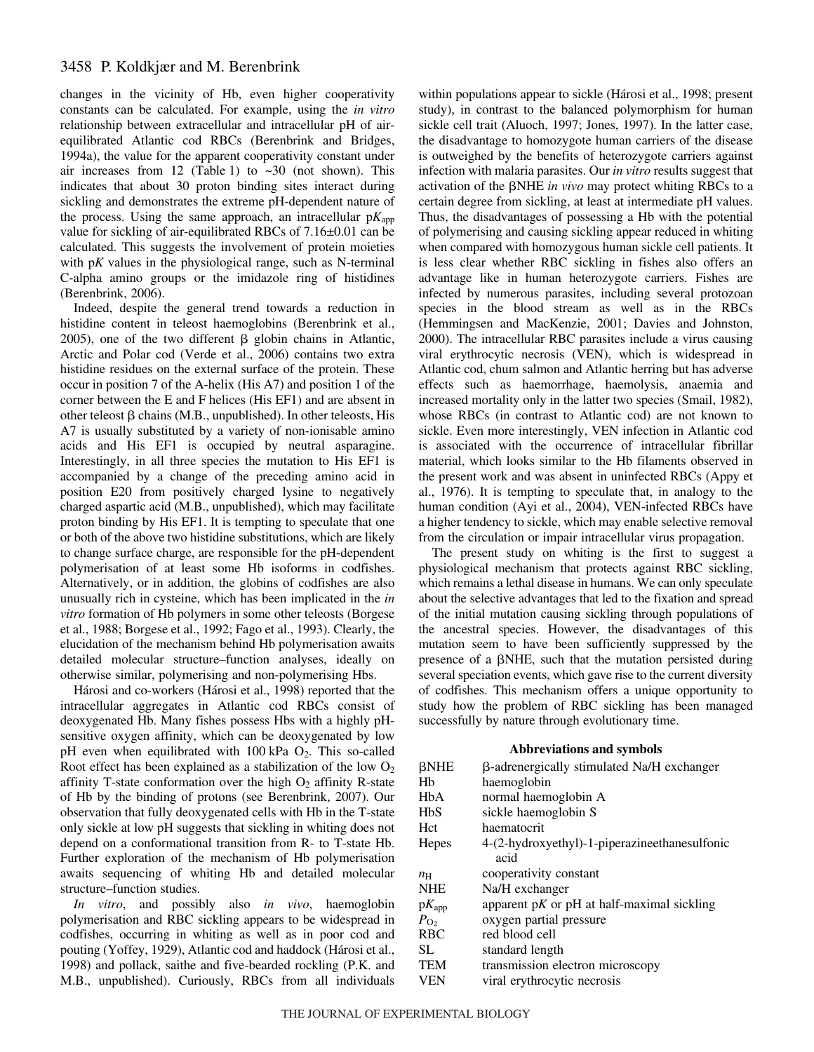changes in the vicinity of Hb, even higher cooperativity constants can be calculated. For example, using the *in vitro* relationship between extracellular and intracellular pH of air-equilibrated Atlantic cod RBCs (Berenbrink and Bridges, 1994a), the value for the apparent cooperativity constant under air increases from 12 (Table 1) to ~30 (not shown). This indicates that about 30 proton binding sites interact during sickling and demonstrates the extreme pH-dependent nature of the process. Using the same approach, an intracellular $pK_{app}$ value for sickling of air-equilibrated RBCs of 7.16±0.01 can be calculated. This suggests the involvement of protein moieties with p*K* values in the physiological range, such as N-terminal C-alpha amino groups or the imidazole ring of histidines (Berenbrink, 2006).

Indeed, despite the general trend towards a reduction in histidine content in teleost haemoglobins (Berenbrink et al., 2005), one of the two different β globin chains in Atlantic, Arctic and Polar cod (Verde et al., 2006) contains two extra histidine residues on the external surface of the protein. These occur in position 7 of the A-helix (His A7) and position 1 of the corner between the E and F helices (His EF1) and are absent in other teleost β chains (M.B., unpublished). In other teleosts, His A7 is usually substituted by a variety of non-ionisable amino acids and His EF1 is occupied by neutral asparagine. Interestingly, in all three species the mutation to His EF1 is accompanied by a change of the preceding amino acid in position E20 from positively charged lysine to negatively charged aspartic acid (M.B., unpublished), which may facilitate proton binding by His EF1. It is tempting to speculate that one or both of the above two histidine substitutions, which are likely to change surface charge, are responsible for the pH-dependent polymerisation of at least some Hb isoforms in codfishes. Alternatively, or in addition, the globins of codfishes are also unusually rich in cysteine, which has been implicated in the *in vitro* formation of Hb polymers in some other teleosts (Borgese et al., 1988; Borgese et al., 1992; Fago et al., 1993). Clearly, the elucidation of the mechanism behind Hb polymerisation awaits detailed molecular structure–function analyses, ideally on otherwise similar, polymerising and non-polymerising Hbs.

Hárosi and co-workers (Hárosi et al., 1998) reported that the intracellular aggregates in Atlantic cod RBCs consist of deoxygenated Hb. Many fishes possess Hbs with a highly pH-sensitive oxygen affinity, which can be deoxygenated by low pH even when equilibrated with 100 kPa $O_2$. This so-called Root effect has been explained as a stabilization of the low $O_2$ affinity T-state conformation over the high $O_2$ affinity R-state of Hb by the binding of protons (see Berenbrink, 2007). Our observation that fully deoxygenated cells with Hb in the T-state only sickle at low pH suggests that sickling in whiting does not depend on a conformational transition from R- to T-state Hb. Further exploration of the mechanism of Hb polymerisation awaits sequencing of whiting Hb and detailed molecular structure–function studies.

*In vitro*, and possibly also *in vivo*, haemoglobin polymerisation and RBC sickling appears to be widespread in codfishes, occurring in whiting as well as in poor cod and pouting (Yoffey, 1929), Atlantic cod and haddock (Hárosi et al., 1998) and pollack, saithe and five-bearded rockling (P.K. and M.B., unpublished). Curiously, RBCs from all individuals within populations appear to sickle (Hárosi et al., 1998; present study), in contrast to the balanced polymorphism for human sickle cell trait (Aluoch, 1997; Jones, 1997). In the latter case, the disadvantage to homozygote human carriers of the disease is outweighed by the benefits of heterozygote carriers against infection with malaria parasites. Our *in vitro* results suggest that activation of the βNHE *in vivo* may protect whiting RBCs to a certain degree from sickling, at least at intermediate pH values. Thus, the disadvantages of possessing a Hb with the potential of polymerising and causing sickling appear reduced in whiting when compared with homozygous human sickle cell patients. It is less clear whether RBC sickling in fishes also offers an advantage like in human heterozygote carriers. Fishes are infected by numerous parasites, including several protozoan species in the blood stream as well as in the RBCs (Hemmingsen and MacKenzie, 2001; Davies and Johnston, 2000). The intracellular RBC parasites include a virus causing viral erythrocytic necrosis (VEN), which is widespread in Atlantic cod, chum salmon and Atlantic herring but has adverse effects such as haemorrhage, haemolysis, anaemia and increased mortality only in the latter two species (Smail, 1982), whose RBCs (in contrast to Atlantic cod) are not known to sickle. Even more interestingly, VEN infection in Atlantic cod is associated with the occurrence of intracellular fibrillar material, which looks similar to the Hb filaments observed in the present work and was absent in uninfected RBCs (Appy et al., 1976). It is tempting to speculate that, in analogy to the human condition (Ayi et al., 2004), VEN-infected RBCs have a higher tendency to sickle, which may enable selective removal from the circulation or impair intracellular virus propagation.

The present study on whiting is the first to suggest a physiological mechanism that protects against RBC sickling, which remains a lethal disease in humans. We can only speculate about the selective advantages that led to the fixation and spread of the initial mutation causing sickling through populations of the ancestral species. However, the disadvantages of this mutation seem to have been sufficiently suppressed by the presence of a βNHE, such that the mutation persisted during several speciation events, which gave rise to the current diversity of codfishes. This mechanism offers a unique opportunity to study how the problem of RBC sickling has been managed successfully by nature through evolutionary time.

## Abbreviations and symbols

| | |
|---|---|
| βNHE | β-adrenergically stimulated Na/H exchanger |
| Hb | haemoglobin |
| HbA | normal haemoglobin A |
| HbS | sickle haemoglobin S |
| Hct | haematocrit |
| Hepes | 4-(2-hydroxyethyl)-1-piperazineethanesulfonic acid |
| $n_H$ | cooperativity constant |
| NHE | Na/H exchanger |
| $pK_{app}$ | apparent p*K* or pH at half-maximal sickling |
| $P_{O_2}$ | oxygen partial pressure |
| RBC | red blood cell |
| SL | standard length |
| TEM | transmission electron microscopy |
| VEN | viral erythrocytic necrosis |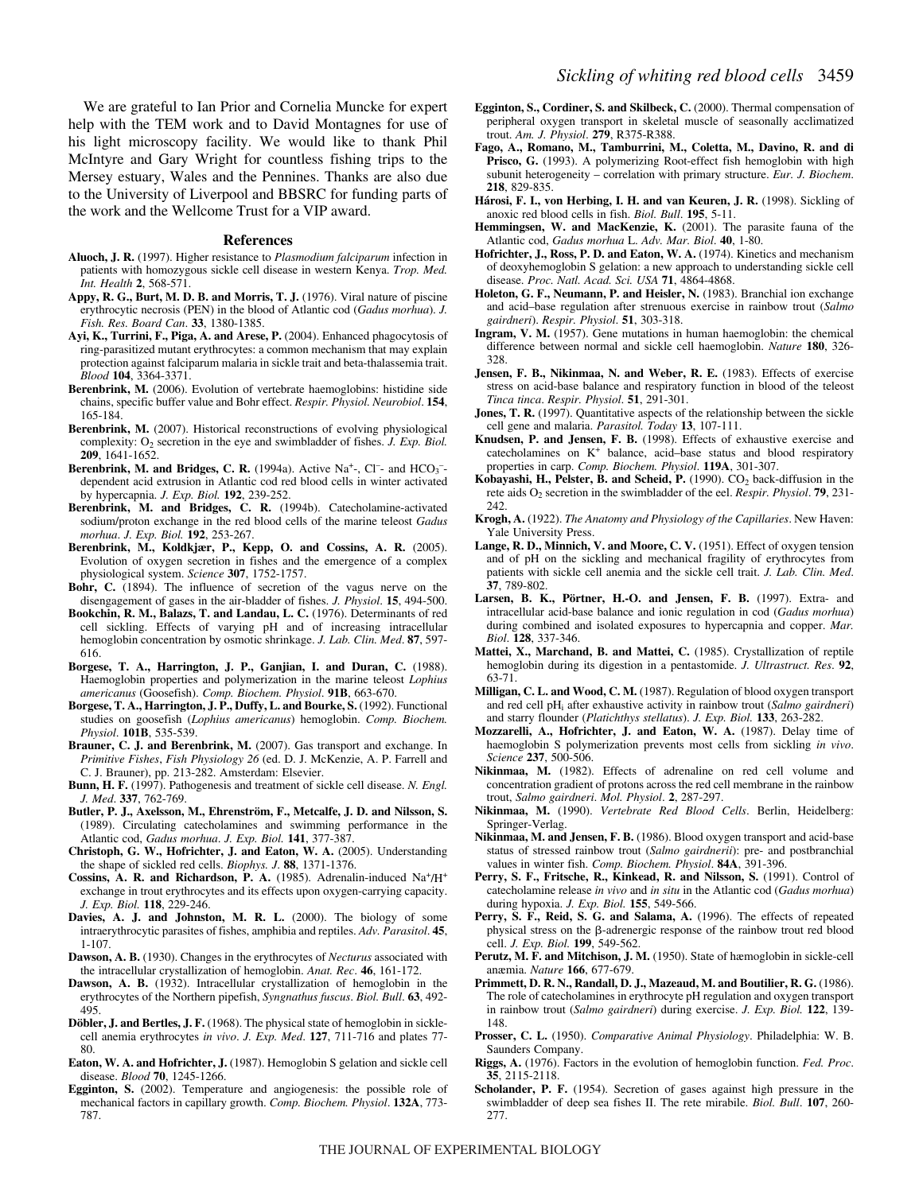We are grateful to Ian Prior and Cornelia Muncke for expert help with the TEM work and to David Montagnes for use of his light microscopy facility. We would like to thank Phil McIntyre and Gary Wright for countless fishing trips to the Mersey estuary, Wales and the Pennines. Thanks are also due to the University of Liverpool and BBSRC for funding parts of the work and the Wellcome Trust for a VIP award.

## References

**Aluoch, J. R.** (1997). Higher resistance to *Plasmodium falciparum* infection in patients with homozygous sickle cell disease in western Kenya. *Trop. Med. Int. Health* **2**, 568-571.

**Appy, R. G., Burt, M. D. B. and Morris, T. J.** (1976). Viral nature of piscine erythrocytic necrosis (PEN) in the blood of Atlantic cod (*Gadus morhua*). *J. Fish. Res. Board Can.* **33**, 1380-1385.

**Ayi, K., Turrini, F., Piga, A. and Arese, P.** (2004). Enhanced phagocytosis of ring-parasitized mutant erythrocytes: a common mechanism that may explain protection against falciparum malaria in sickle trait and beta-thalassemia trait. *Blood* **104**, 3364-3371.

**Berenbrink, M.** (2006). Evolution of vertebrate haemoglobins: histidine side chains, specific buffer value and Bohr effect. *Respir. Physiol. Neurobiol.* **154**, 165-184.

**Berenbrink, M.** (2007). Historical reconstructions of evolving physiological complexity: $O_2$ secretion in the eye and swimbladder of fishes. *J. Exp. Biol.* **209**, 1641-1652.

**Berenbrink, M. and Bridges, C. R.** (1994a). Active $Na^+$-, $Cl^-$- and $HCO_3^-$-dependent acid extrusion in Atlantic cod red blood cells in winter activated by hypercapnia. *J. Exp. Biol.* **192**, 239-252.

**Berenbrink, M. and Bridges, C. R.** (1994b). Catecholamine-activated sodium/proton exchange in the red blood cells of the marine teleost *Gadus morhua*. *J. Exp. Biol.* **192**, 253-267.

**Berenbrink, M., Koldkjær, P., Kepp, O. and Cossins, A. R.** (2005). Evolution of oxygen secretion in fishes and the emergence of a complex physiological system. *Science* **307**, 1752-1757.

**Bohr, C.** (1894). The influence of secretion of the vagus nerve on the disengagement of gases in the air-bladder of fishes. *J. Physiol.* **15**, 494-500.

**Bookchin, R. M., Balazs, T. and Landau, L. C.** (1976). Determinants of red cell sickling. Effects of varying pH and of increasing intracellular hemoglobin concentration by osmotic shrinkage. *J. Lab. Clin. Med.* **87**, 597-616.

**Borgese, T. A., Harrington, J. P., Ganjian, I. and Duran, C.** (1988). Haemoglobin properties and polymerization in the marine teleost *Lophius americanus* (Goosefish). *Comp. Biochem. Physiol.* **91B**, 663-670.

**Borgese, T. A., Harrington, J. P., Duffy, L. and Bourke, S.** (1992). Functional studies on goosefish (*Lophius americanus*) hemoglobin. *Comp. Biochem. Physiol.* **101B**, 535-539.

**Brauner, C. J. and Berenbrink, M.** (2007). Gas transport and exchange. In *Primitive Fishes*, *Fish Physiology 26* (ed. D. J. McKenzie, A. P. Farrell and C. J. Brauner), pp. 213-282. Amsterdam: Elsevier.

**Bunn, H. F.** (1997). Pathogenesis and treatment of sickle cell disease. *N. Engl. J. Med.* **337**, 762-769.

**Butler, P. J., Axelsson, M., Ehrenström, F., Metcalfe, J. D. and Nilsson, S.** (1989). Circulating catecholamines and swimming performance in the Atlantic cod, *Gadus morhua*. *J. Exp. Biol.* **141**, 377-387.

**Christoph, G. W., Hofrichter, J. and Eaton, W. A.** (2005). Understanding the shape of sickled red cells. *Biophys. J.* **88**, 1371-1376.

**Cossins, A. R. and Richardson, P. A.** (1985). Adrenalin-induced $Na^+/H^+$ exchange in trout erythrocytes and its effects upon oxygen-carrying capacity. *J. Exp. Biol.* **118**, 229-246.

**Davies, A. J. and Johnston, M. R. L.** (2000). The biology of some intraerythrocytic parasites of fishes, amphibia and reptiles. *Adv. Parasitol.* **45**, 1-107.

**Dawson, A. B.** (1930). Changes in the erythrocytes of *Necturus* associated with the intracellular crystallization of hemoglobin. *Anat. Rec.* **46**, 161-172.

**Dawson, A. B.** (1932). Intracellular crystallization of hemoglobin in the erythrocytes of the Northern pipefish, *Syngnathus fuscus*. *Biol. Bull.* **63**, 492-495.

**Döbler, J. and Bertles, J. F.** (1968). The physical state of hemoglobin in sickle-cell anemia erythrocytes *in vivo*. *J. Exp. Med.* **127**, 711-716 and plates 77-80.

**Eaton, W. A. and Hofrichter, J.** (1987). Hemoglobin S gelation and sickle cell disease. *Blood* **70**, 1245-1266.

**Egginton, S.** (2002). Temperature and angiogenesis: the possible role of mechanical factors in capillary growth. *Comp. Biochem. Physiol.* **132A**, 773-787.

**Egginton, S., Cordiner, S. and Skilbeck, C.** (2000). Thermal compensation of peripheral oxygen transport in skeletal muscle of seasonally acclimatized trout. *Am. J. Physiol.* **279**, R375-R388.

**Fago, A., Romano, M., Tamburrini, M., Coletta, M., Davino, R. and di Prisco, G.** (1993). A polymerizing Root-effect fish hemoglobin with high subunit heterogeneity – correlation with primary structure. *Eur. J. Biochem.* **218**, 829-835.

**Hárosi, F. I., von Herbing, I. H. and van Keuren, J. R.** (1998). Sickling of anoxic red blood cells in fish. *Biol. Bull.* **195**, 5-11.

**Hemmingsen, W. and MacKenzie, K.** (2001). The parasite fauna of the Atlantic cod, *Gadus morhua* L. *Adv. Mar. Biol.* **40**, 1-80.

**Hofrichter, J., Ross, P. D. and Eaton, W. A.** (1974). Kinetics and mechanism of deoxyhemoglobin S gelation: a new approach to understanding sickle cell disease. *Proc. Natl. Acad. Sci. USA* **71**, 4864-4868.

**Holeton, G. F., Neumann, P. and Heisler, N.** (1983). Branchial ion exchange and acid–base regulation after strenuous exercise in rainbow trout (*Salmo gairdneri*). *Respir. Physiol.* **51**, 303-318.

**Ingram, V. M.** (1957). Gene mutations in human haemoglobin: the chemical difference between normal and sickle cell haemoglobin. *Nature* **180**, 326-328.

**Jensen, F. B., Nikinmaa, N. and Weber, R. E.** (1983). Effects of exercise stress on acid-base balance and respiratory function in blood of the teleost *Tinca tinca*. *Respir. Physiol.* **51**, 291-301.

**Jones, T. R.** (1997). Quantitative aspects of the relationship between the sickle cell gene and malaria. *Parasitol. Today* **13**, 107-111.

**Knudsen, P. and Jensen, F. B.** (1998). Effects of exhaustive exercise and catecholamines on $K^+$ balance, acid–base status and blood respiratory properties in carp. *Comp. Biochem. Physiol.* **119A**, 301-307.

**Kobayashi, H., Pelster, B. and Scheid, P.** (1990). $CO_2$ back-diffusion in the rete aids $O_2$ secretion in the swimbladder of the eel. *Respir. Physiol.* **79**, 231-242.

**Krogh, A.** (1922). *The Anatomy and Physiology of the Capillaries*. New Haven: Yale University Press.

**Lange, R. D., Minnich, V. and Moore, C. V.** (1951). Effect of oxygen tension and of pH on the sickling and mechanical fragility of erythrocytes from patients with sickle cell anemia and the sickle cell trait. *J. Lab. Clin. Med.* **37**, 789-802.

**Larsen, B. K., Pörtner, H.-O. and Jensen, F. B.** (1997). Extra- and intracellular acid-base balance and ionic regulation in cod (*Gadus morhua*) during combined and isolated exposures to hypercapnia and copper. *Mar. Biol.* **128**, 337-346.

**Mattei, X., Marchand, B. and Mattei, C.** (1985). Crystallization of reptile hemoglobin during its digestion in a pentastomide. *J. Ultrastruct. Res.* **92**, 63-71.

**Milligan, C. L. and Wood, C. M.** (1987). Regulation of blood oxygen transport and red cell $pH_i$ after exhaustive activity in rainbow trout (*Salmo gairdneri*) and starry flounder (*Platichthys stellatus*). *J. Exp. Biol.* **133**, 263-282.

**Mozzarelli, A., Hofrichter, J. and Eaton, W. A.** (1987). Delay time of haemoglobin S polymerization prevents most cells from sickling *in vivo*. *Science* **237**, 500-506.

**Nikinmaa, M.** (1982). Effects of adrenaline on red cell volume and concentration gradient of protons across the red cell membrane in the rainbow trout, *Salmo gairdneri*. *Mol. Physiol.* **2**, 287-297.

**Nikinmaa, M.** (1990). *Vertebrate Red Blood Cells*. Berlin, Heidelberg: Springer-Verlag.

**Nikinmaa, M. and Jensen, F. B.** (1986). Blood oxygen transport and acid-base status of stressed rainbow trout (*Salmo gairdnerii*): pre- and postbranchial values in winter fish. *Comp. Biochem. Physiol.* **84A**, 391-396.

**Perry, S. F., Fritsche, R., Kinkead, R. and Nilsson, S.** (1991). Control of catecholamine release *in vivo* and *in situ* in the Atlantic cod (*Gadus morhua*) during hypoxia. *J. Exp. Biol.* **155**, 549-566.

**Perry, S. F., Reid, S. G. and Salama, A.** (1996). The effects of repeated physical stress on the β-adrenergic response of the rainbow trout red blood cell. *J. Exp. Biol.* **199**, 549-562.

**Perutz, M. F. and Mitchison, J. M.** (1950). State of hæmoglobin in sickle-cell anæmia. *Nature* **166**, 677-679.

**Primmett, D. R. N., Randall, D. J., Mazeaud, M. and Boutilier, R. G.** (1986). The role of catecholamines in erythrocyte pH regulation and oxygen transport in rainbow trout (*Salmo gairdneri*) during exercise. *J. Exp. Biol.* **122**, 139-148.

**Prosser, C. L.** (1950). *Comparative Animal Physiology*. Philadelphia: W. B. Saunders Company.

**Riggs, A.** (1976). Factors in the evolution of hemoglobin function. *Fed. Proc.* **35**, 2115-2118.

**Scholander, P. F.** (1954). Secretion of gases against high pressure in the swimbladder of deep sea fishes II. The rete mirabile. *Biol. Bull.* **107**, 260-277.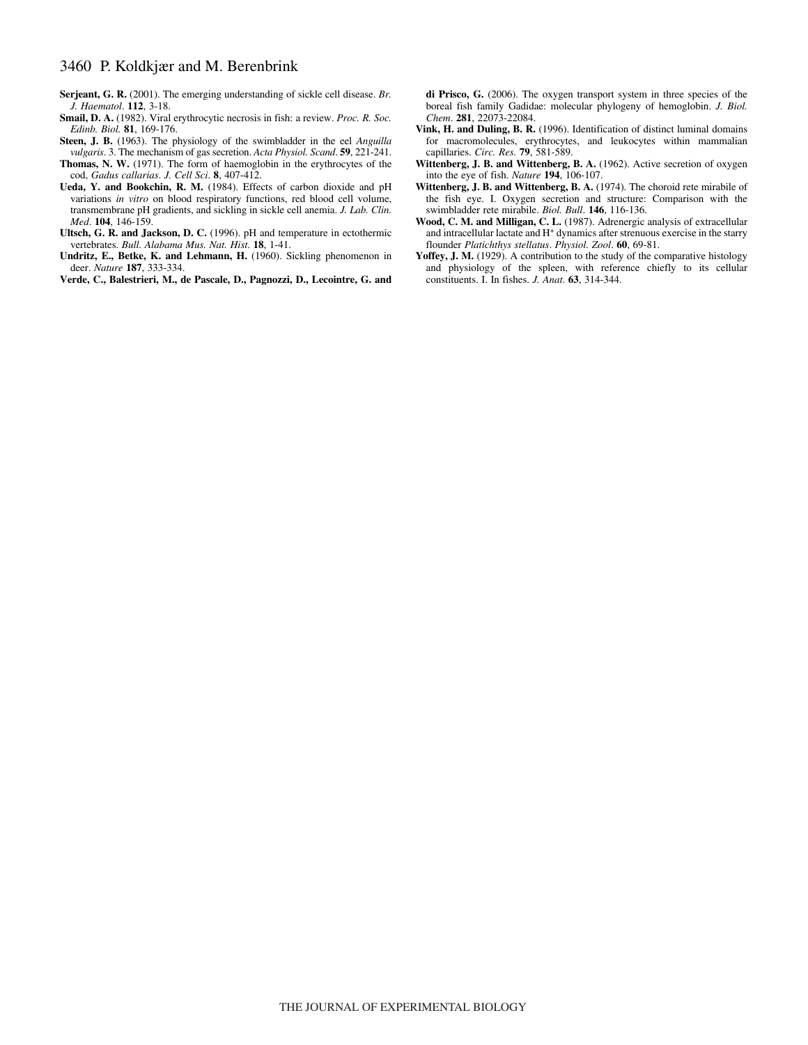**Serjeant, G. R.** (2001). The emerging understanding of sickle cell disease. *Br. J. Haematol*. **112**, 3-18.

**Smail, D. A.** (1982). Viral erythrocytic necrosis in fish: a review. *Proc. R. Soc. Edinb. Biol.* **81**, 169-176.

**Steen, J. B.** (1963). The physiology of the swimbladder in the eel *Anguilla vulgaris*. 3. The mechanism of gas secretion. *Acta Physiol. Scand*. **59**, 221-241.

**Thomas, N. W.** (1971). The form of haemoglobin in the erythrocytes of the cod, *Gadus callarias*. *J. Cell Sci*. **8**, 407-412.

**Ueda, Y. and Bookchin, R. M.** (1984). Effects of carbon dioxide and pH variations *in vitro* on blood respiratory functions, red blood cell volume, transmembrane pH gradients, and sickling in sickle cell anemia. *J. Lab. Clin. Med*. **104**, 146-159.

**Ultsch, G. R. and Jackson, D. C.** (1996). pH and temperature in ectothermic vertebrates. *Bull. Alabama Mus. Nat. Hist*. **18**, 1-41.

**Undritz, E., Betke, K. and Lehmann, H.** (1960). Sickling phenomenon in deer. *Nature* **187**, 333-334.

**Verde, C., Balestrieri, M., de Pascale, D., Pagnozzi, D., Lecointre, G. and di Prisco, G.** (2006). The oxygen transport system in three species of the boreal fish family Gadidae: molecular phylogeny of hemoglobin. *J. Biol. Chem*. **281**, 22073-22084.

**Vink, H. and Duling, B. R.** (1996). Identification of distinct luminal domains for macromolecules, erythrocytes, and leukocytes within mammalian capillaries. *Circ. Res*. **79**, 581-589.

**Wittenberg, J. B. and Wittenberg, B. A.** (1962). Active secretion of oxygen into the eye of fish. *Nature* **194**, 106-107.

**Wittenberg, J. B. and Wittenberg, B. A.** (1974). The choroid rete mirabile of the fish eye. I. Oxygen secretion and structure: Comparison with the swimbladder rete mirabile. *Biol. Bull*. **146**, 116-136.

**Wood, C. M. and Milligan, C. L.** (1987). Adrenergic analysis of extracellular and intracellular lactate and $H^+$ dynamics after strenuous exercise in the starry flounder *Platichthys stellatus*. *Physiol. Zool*. **60**, 69-81.

**Yoffey, J. M.** (1929). A contribution to the study of the comparative histology and physiology of the spleen, with reference chiefly to its cellular constituents. I. In fishes. *J. Anat*. **63**, 314-344.